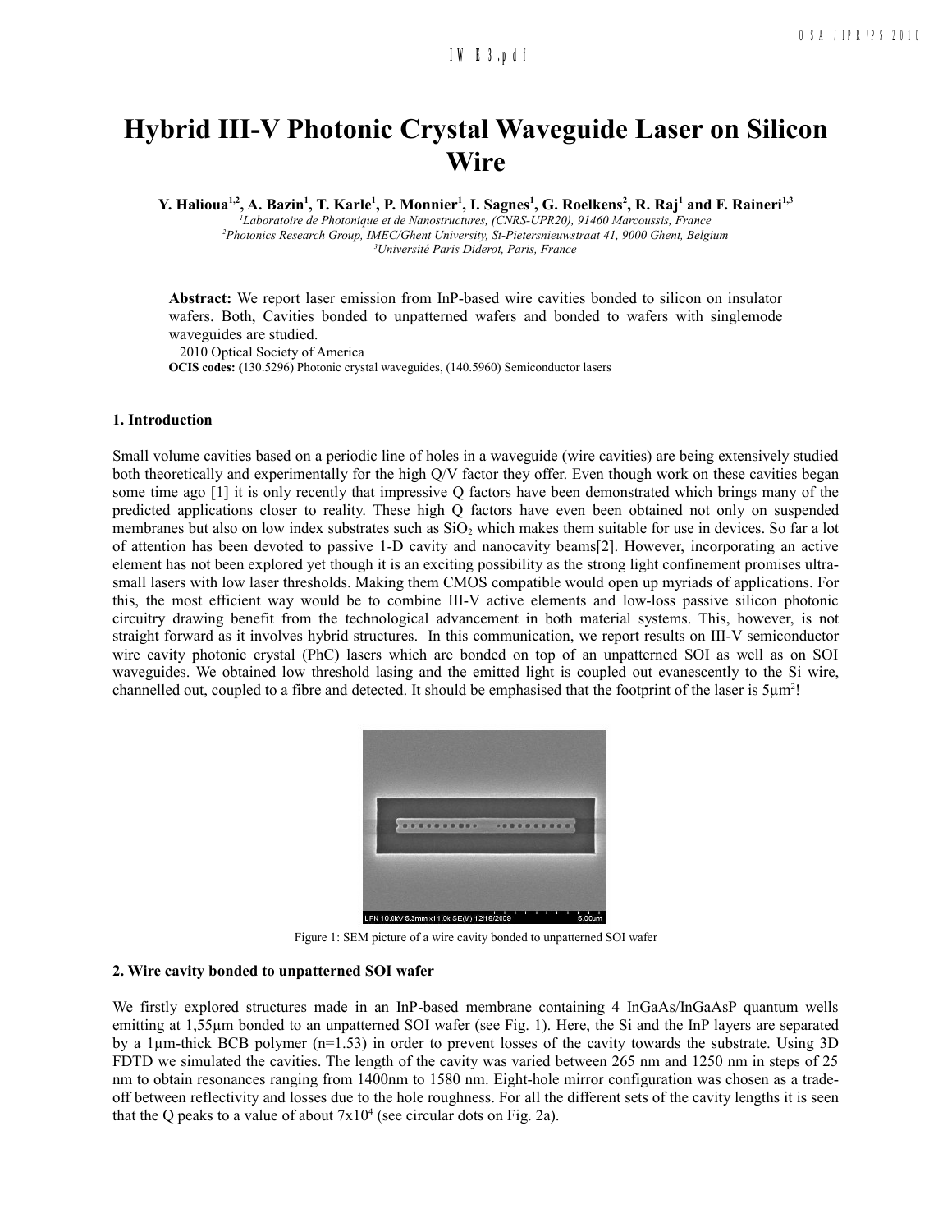# Hybrid III-V Photonic Crystal Waveguide Laser on Silicon Wire

**Y. Halioua[1,2], A. Bazin[1], T. Karle[1], P. Monnier[1], I. Sagnes[1], G. Roelkens[2], R. Raj[1] and F. Raineri[1,3]**

*[1]Laboratoire de Photonique et de Nanostructures, (CNRS-UPR20), 91460 Marcoussis, France*
*[2]Photonics Research Group, IMEC/Ghent University, St-Pietersnieuwstraat 41, 9000 Ghent, Belgium*
*[3]Université Paris Diderot, Paris, France*

**Abstract:** We report laser emission from InP-based wire cavities bonded to silicon on insulator wafers. Both, Cavities bonded to unpatterned wafers and bonded to wafers with singlemode waveguides are studied.

2010 Optical Society of America

**OCIS codes:** (130.5296) Photonic crystal waveguides, (140.5960) Semiconductor lasers

### 1. Introduction

Small volume cavities based on a periodic line of holes in a waveguide (wire cavities) are being extensively studied both theoretically and experimentally for the high Q/V factor they offer. Even though work on these cavities began some time ago [1] it is only recently that impressive Q factors have been demonstrated which brings many of the predicted applications closer to reality. These high Q factors have even been obtained not only on suspended membranes but also on low index substrates such as $SiO_2$ which makes them suitable for use in devices. So far a lot of attention has been devoted to passive 1-D cavity and nanocavity beams[2]. However, incorporating an active element has not been explored yet though it is an exciting possibility as the strong light confinement promises ultra-small lasers with low laser thresholds. Making them CMOS compatible would open up myriads of applications. For this, the most efficient way would be to combine III-V active elements and low-loss passive silicon photonic circuitry drawing benefit from the technological advancement in both material systems. This, however, is not straight forward as it involves hybrid structures. In this communication, we report results on III-V semiconductor wire cavity photonic crystal (PhC) lasers which are bonded on top of an unpatterned SOI as well as on SOI waveguides. We obtained low threshold lasing and the emitted light is coupled out evanescently to the Si wire, channelled out, coupled to a fibre and detected. It should be emphasised that the footprint of the laser is $5\mu m^2$!

Figure 1: SEM picture of a wire cavity bonded to unpatterned SOI wafer

### 2. Wire cavity bonded to unpatterned SOI wafer

We firstly explored structures made in an InP-based membrane containing 4 InGaAs/InGaAsP quantum wells emitting at 1,55µm bonded to an unpatterned SOI wafer (see Fig. 1). Here, the Si and the InP layers are separated by a 1µm-thick BCB polymer (n=1.53) in order to prevent losses of the cavity towards the substrate. Using 3D FDTD we simulated the cavities. The length of the cavity was varied between 265 nm and 1250 nm in steps of 25 nm to obtain resonances ranging from 1400nm to 1580 nm. Eight-hole mirror configuration was chosen as a trade-off between reflectivity and losses due to the hole roughness. For all the different sets of the cavity lengths it is seen that the Q peaks to a value of about $7x10^4$ (see circular dots on Fig. 2a).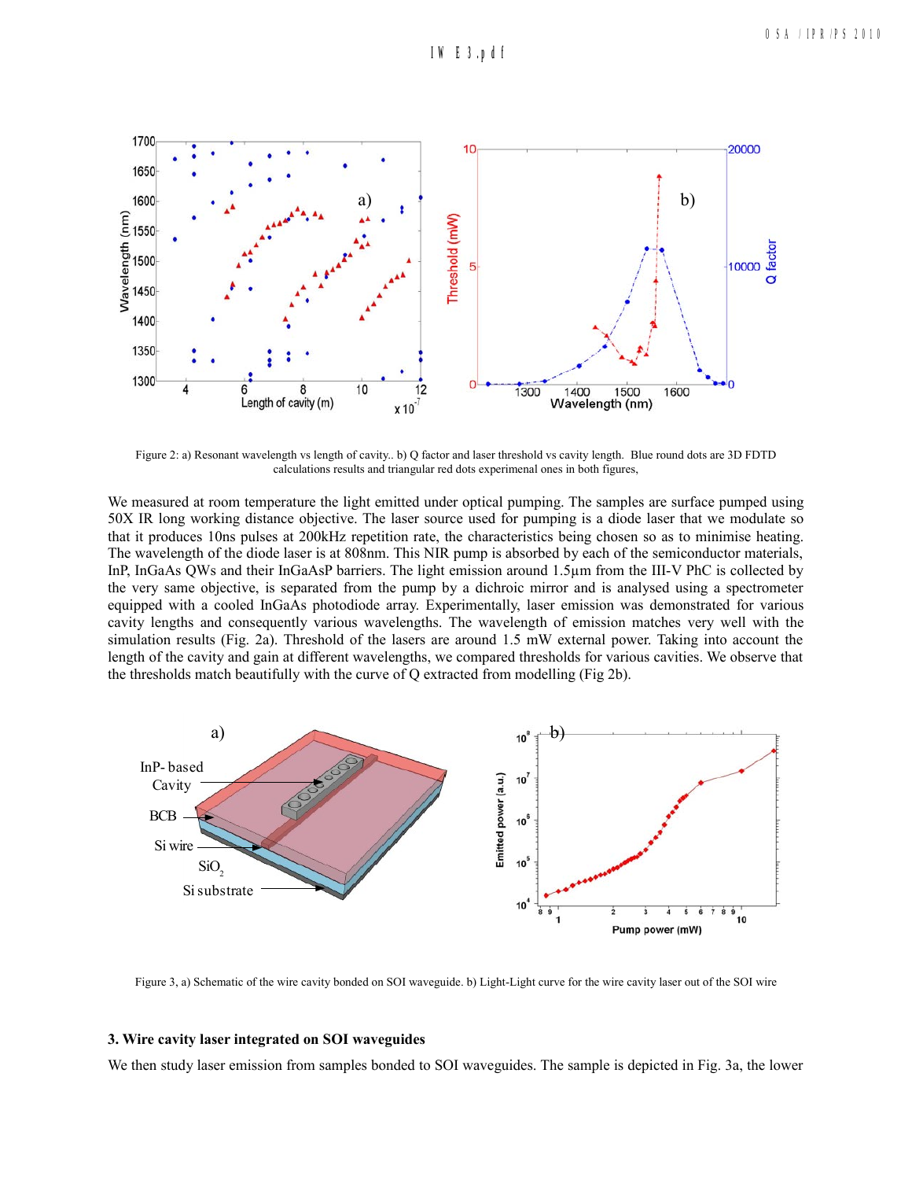1700
1650
1600
1550
1500
1450
1400
1350
1300
Wavelength (nm)
4
6
8
10
12
Length of cavity (m)
x 10^-7
a)

10
5
0
Threshold (mW)
1300
1400
1500
1600
Wavelength (nm)
20000
10000
0
Q factor
b)

Figure 2: a) Resonant wavelength vs length of cavity.. b) Q factor and laser threshold vs cavity length. Blue round dots are 3D FDTD calculations results and triangular red dots experimenal ones in both figures,

We measured at room temperature the light emitted under optical pumping. The samples are surface pumped using 50X IR long working distance objective. The laser source used for pumping is a diode laser that we modulate so that it produces 10ns pulses at 200kHz repetition rate, the characteristics being chosen so as to minimise heating. The wavelength of the diode laser is at 808nm. This NIR pump is absorbed by each of the semiconductor materials, InP, InGaAs QWs and their InGaAsP barriers. The light emission around 1.5µm from the III-V PhC is collected by the very same objective, is separated from the pump by a dichroic mirror and is analysed using a spectrometer equipped with a cooled InGaAs photodiode array. Experimentally, laser emission was demonstrated for various cavity lengths and consequently various wavelengths. The wavelength of emission matches very well with the simulation results (Fig. 2a). Threshold of the lasers are around 1.5 mW external power. Taking into account the length of the cavity and gain at different wavelengths, we compared thresholds for various cavities. We observe that the thresholds match beautifully with the curve of Q extracted from modelling (Fig 2b).

a)
InP- based Cavity
BCB
Si wire
$SiO_2$
Si substrate

b)
$10^8$
$10^7$
$10^6$
$10^5$
$10^4$
Emitted power (a.u.)
8 9
1
2
3
4
5
6
7
8
9
10
Pump power (mW)

Figure 3, a) Schematic of the wire cavity bonded on SOI waveguide. b) Light-Light curve for the wire cavity laser out of the SOI wire

### 3. Wire cavity laser integrated on SOI waveguides

We then study laser emission from samples bonded to SOI waveguides. The sample is depicted in Fig. 3a, the lower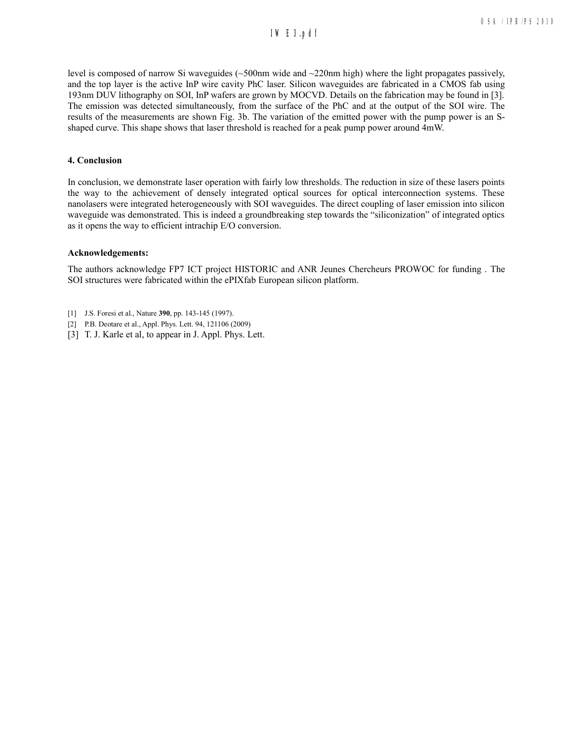level is composed of narrow Si waveguides (~500nm wide and ~220nm high) where the light propagates passively, and the top layer is the active InP wire cavity PhC laser. Silicon waveguides are fabricated in a CMOS fab using 193nm DUV lithography on SOI, InP wafers are grown by MOCVD. Details on the fabrication may be found in [3]. The emission was detected simultaneously, from the surface of the PhC and at the output of the SOI wire. The results of the measurements are shown Fig. 3b. The variation of the emitted power with the pump power is an S-shaped curve. This shape shows that laser threshold is reached for a peak pump power around 4mW.

#### 4. Conclusion

In conclusion, we demonstrate laser operation with fairly low thresholds. The reduction in size of these lasers points the way to the achievement of densely integrated optical sources for optical interconnection systems. These nanolasers were integrated heterogeneously with SOI waveguides. The direct coupling of laser emission into silicon waveguide was demonstrated. This is indeed a groundbreaking step towards the "siliconization" of integrated optics as it opens the way to efficient intrachip E/O conversion.

#### Acknowledgements:

The authors acknowledge FP7 ICT project HISTORIC and ANR Jeunes Chercheurs PROWOC for funding . The SOI structures were fabricated within the ePIXfab European silicon platform.

[1] J.S. Foresi et al., Nature **390**, pp. 143-145 (1997).

[2] P.B. Deotare et al., Appl. Phys. Lett. 94, 121106 (2009)

[3] T. J. Karle et al, to appear in J. Appl. Phys. Lett.